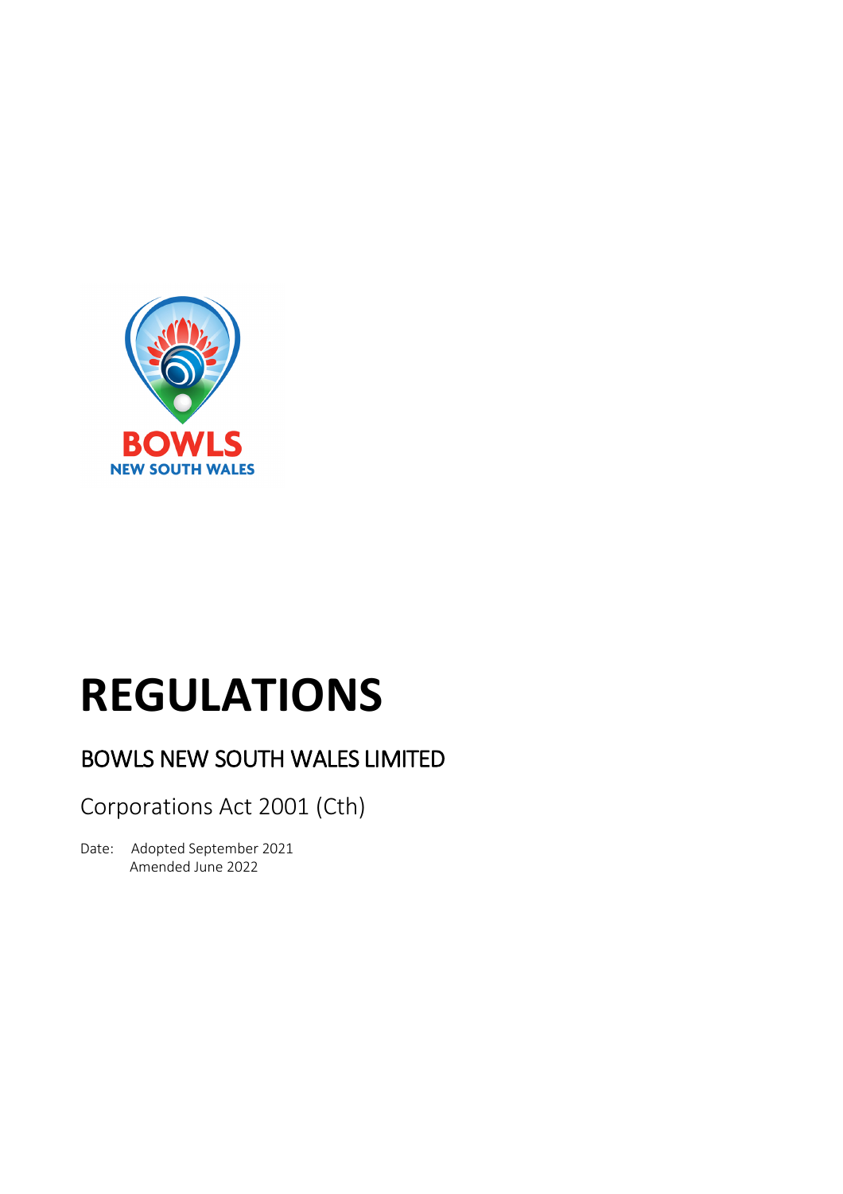# REGULATIONS

## BOWLS NEW SOUTH WALES LIMITED

Corporations Act 2001 (Cth)

Date: Adopted September 2021
Amended June 2022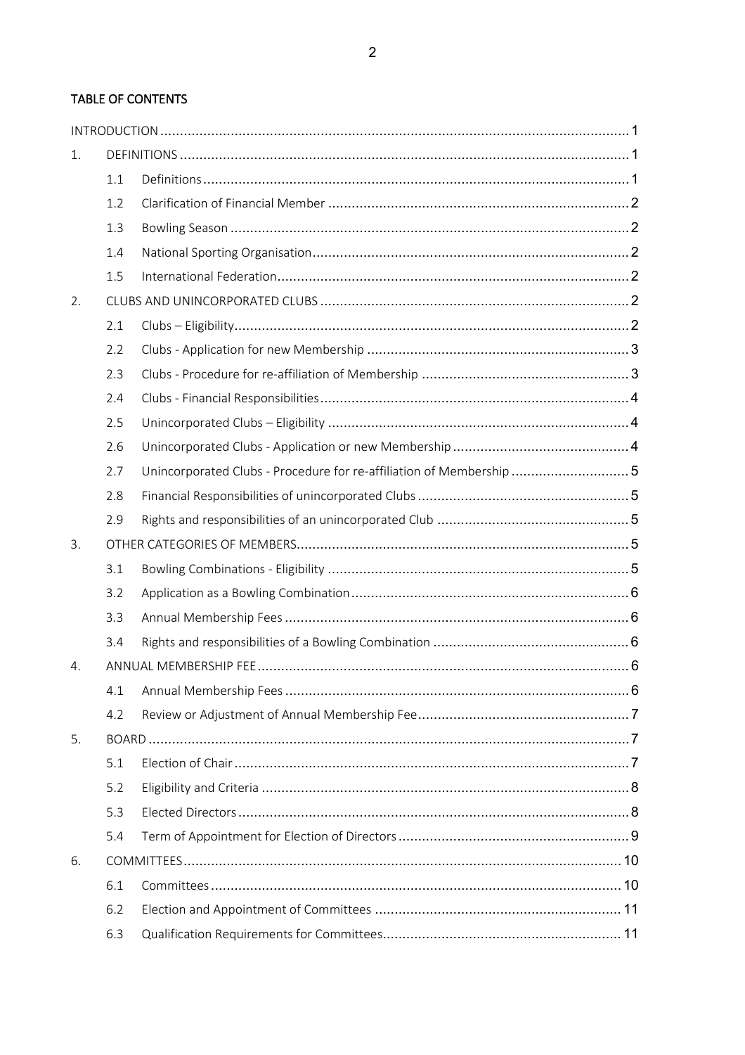## TABLE OF CONTENTS

| | | | |
|---|---|---|---|
| INTRODUCTION | | | 1 |
| 1. | DEFINITIONS | | 1 |
| | 1.1 | Definitions | 1 |
| | 1.2 | Clarification of Financial Member | 2 |
| | 1.3 | Bowling Season | 2 |
| | 1.4 | National Sporting Organisation | 2 |
| | 1.5 | International Federation | 2 |
| 2. | CLUBS AND UNINCORPORATED CLUBS | | 2 |
| | 2.1 | Clubs – Eligibility | 2 |
| | 2.2 | Clubs - Application for new Membership | 3 |
| | 2.3 | Clubs - Procedure for re-affiliation of Membership | 3 |
| | 2.4 | Clubs - Financial Responsibilities | 4 |
| | 2.5 | Unincorporated Clubs – Eligibility | 4 |
| | 2.6 | Unincorporated Clubs - Application or new Membership | 4 |
| | 2.7 | Unincorporated Clubs - Procedure for re-affiliation of Membership | 5 |
| | 2.8 | Financial Responsibilities of unincorporated Clubs | 5 |
| | 2.9 | Rights and responsibilities of an unincorporated Club | 5 |
| 3. | OTHER CATEGORIES OF MEMBERS | | 5 |
| | 3.1 | Bowling Combinations - Eligibility | 5 |
| | 3.2 | Application as a Bowling Combination | 6 |
| | 3.3 | Annual Membership Fees | 6 |
| | 3.4 | Rights and responsibilities of a Bowling Combination | 6 |
| 4. | ANNUAL MEMBERSHIP FEE | | 6 |
| | 4.1 | Annual Membership Fees | 6 |
| | 4.2 | Review or Adjustment of Annual Membership Fee | 7 |
| 5. | BOARD | | 7 |
| | 5.1 | Election of Chair | 7 |
| | 5.2 | Eligibility and Criteria | 8 |
| | 5.3 | Elected Directors | 8 |
| | 5.4 | Term of Appointment for Election of Directors | 9 |
| 6. | COMMITTEES | | 10 |
| | 6.1 | Committees | 10 |
| | 6.2 | Election and Appointment of Committees | 11 |
| | 6.3 | Qualification Requirements for Committees | 11 |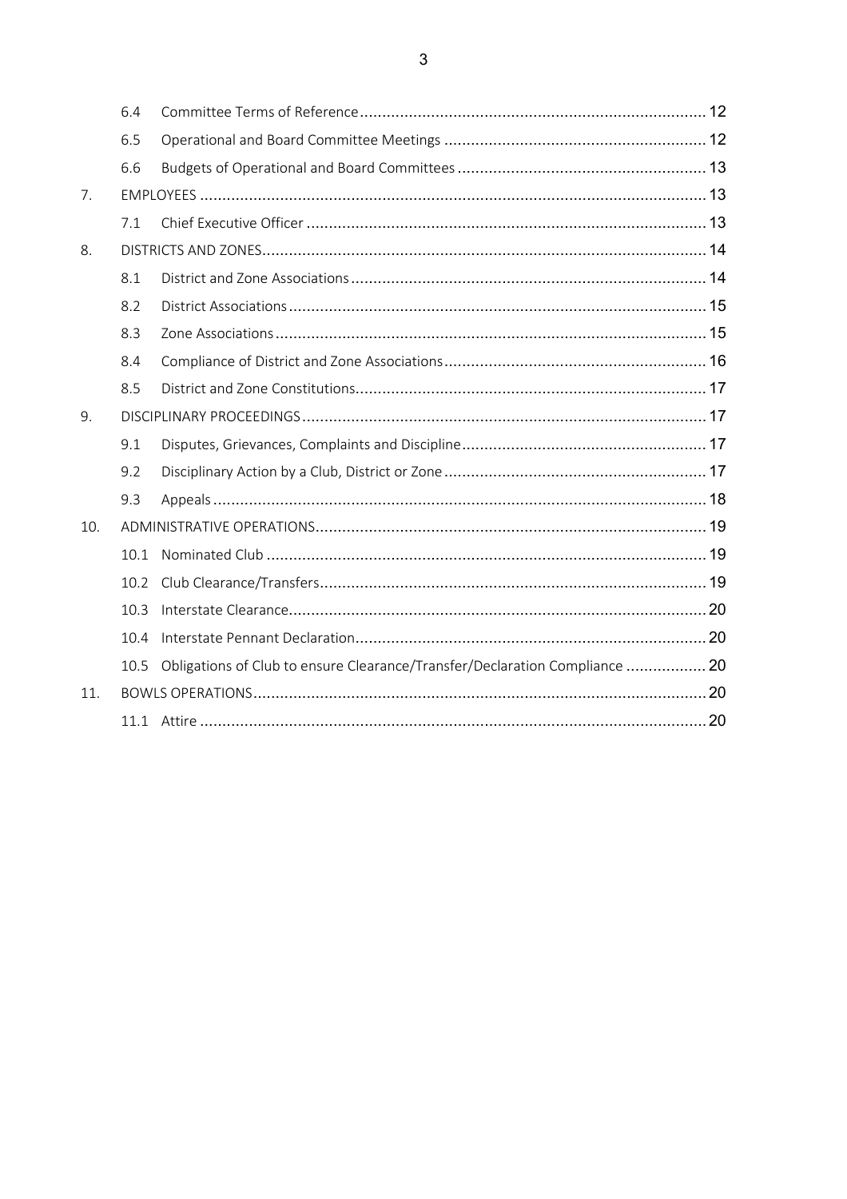| | | |
|---|---|---|
| 6.4 | Committee Terms of Reference | 12 |
| 6.5 | Operational and Board Committee Meetings | 12 |
| 6.6 | Budgets of Operational and Board Committees | 13 |
| 7. | EMPLOYEES | 13 |
| 7.1 | Chief Executive Officer | 13 |
| 8. | DISTRICTS AND ZONES | 14 |
| 8.1 | District and Zone Associations | 14 |
| 8.2 | District Associations | 15 |
| 8.3 | Zone Associations | 15 |
| 8.4 | Compliance of District and Zone Associations | 16 |
| 8.5 | District and Zone Constitutions | 17 |
| 9. | DISCIPLINARY PROCEEDINGS | 17 |
| 9.1 | Disputes, Grievances, Complaints and Discipline | 17 |
| 9.2 | Disciplinary Action by a Club, District or Zone | 17 |
| 9.3 | Appeals | 18 |
| 10. | ADMINISTRATIVE OPERATIONS | 19 |
| 10.1 | Nominated Club | 19 |
| 10.2 | Club Clearance/Transfers | 19 |
| 10.3 | Interstate Clearance | 20 |
| 10.4 | Interstate Pennant Declaration | 20 |
| 10.5 | Obligations of Club to ensure Clearance/Transfer/Declaration Compliance | 20 |
| 11. | BOWLS OPERATIONS | 20 |
| 11.1 | Attire | 20 |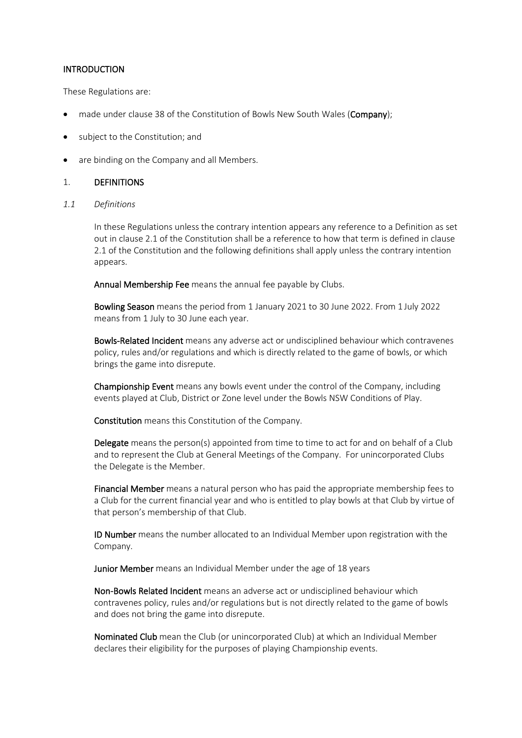## INTRODUCTION

These Regulations are:

- made under clause 38 of the Constitution of Bowls New South Wales (**Company**);
- subject to the Constitution; and
- are binding on the Company and all Members.

## 1. DEFINITIONS

### *1.1 Definitions*

In these Regulations unless the contrary intention appears any reference to a Definition as set out in clause 2.1 of the Constitution shall be a reference to how that term is defined in clause 2.1 of the Constitution and the following definitions shall apply unless the contrary intention appears.

**Annual Membership Fee** means the annual fee payable by Clubs.

**Bowling Season** means the period from 1 January 2021 to 30 June 2022. From 1 July 2022 means from 1 July to 30 June each year.

**Bowls-Related Incident** means any adverse act or undisciplined behaviour which contravenes policy, rules and/or regulations and which is directly related to the game of bowls, or which brings the game into disrepute.

**Championship Event** means any bowls event under the control of the Company, including events played at Club, District or Zone level under the Bowls NSW Conditions of Play.

**Constitution** means this Constitution of the Company.

**Delegate** means the person(s) appointed from time to time to act for and on behalf of a Club and to represent the Club at General Meetings of the Company. For unincorporated Clubs the Delegate is the Member.

**Financial Member** means a natural person who has paid the appropriate membership fees to a Club for the current financial year and who is entitled to play bowls at that Club by virtue of that person's membership of that Club.

**ID Number** means the number allocated to an Individual Member upon registration with the Company.

**Junior Member** means an Individual Member under the age of 18 years

**Non-Bowls Related Incident** means an adverse act or undisciplined behaviour which contravenes policy, rules and/or regulations but is not directly related to the game of bowls and does not bring the game into disrepute.

**Nominated Club** mean the Club (or unincorporated Club) at which an Individual Member declares their eligibility for the purposes of playing Championship events.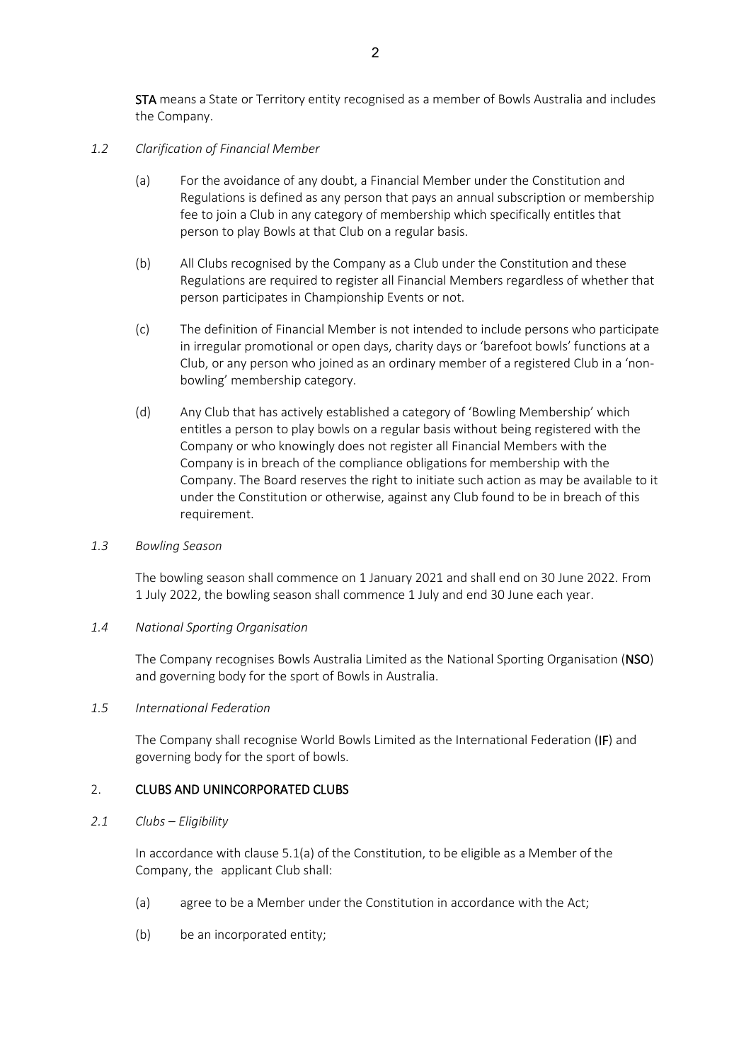**STA** means a State or Territory entity recognised as a member of Bowls Australia and includes the Company.

*1.2 Clarification of Financial Member*

(a) For the avoidance of any doubt, a Financial Member under the Constitution and Regulations is defined as any person that pays an annual subscription or membership fee to join a Club in any category of membership which specifically entitles that person to play Bowls at that Club on a regular basis.

(b) All Clubs recognised by the Company as a Club under the Constitution and these Regulations are required to register all Financial Members regardless of whether that person participates in Championship Events or not.

(c) The definition of Financial Member is not intended to include persons who participate in irregular promotional or open days, charity days or 'barefoot bowls' functions at a Club, or any person who joined as an ordinary member of a registered Club in a 'non-bowling' membership category.

(d) Any Club that has actively established a category of 'Bowling Membership' which entitles a person to play bowls on a regular basis without being registered with the Company or who knowingly does not register all Financial Members with the Company is in breach of the compliance obligations for membership with the Company. The Board reserves the right to initiate such action as may be available to it under the Constitution or otherwise, against any Club found to be in breach of this requirement.

*1.3 Bowling Season*

The bowling season shall commence on 1 January 2021 and shall end on 30 June 2022. From 1 July 2022, the bowling season shall commence 1 July and end 30 June each year.

*1.4 National Sporting Organisation*

The Company recognises Bowls Australia Limited as the National Sporting Organisation (**NSO**) and governing body for the sport of Bowls in Australia.

*1.5 International Federation*

The Company shall recognise World Bowls Limited as the International Federation (**IF**) and governing body for the sport of bowls.

## 2. CLUBS AND UNINCORPORATED CLUBS

*2.1 Clubs – Eligibility*

In accordance with clause 5.1(a) of the Constitution, to be eligible as a Member of the Company, the applicant Club shall:

(a) agree to be a Member under the Constitution in accordance with the Act;

(b) be an incorporated entity;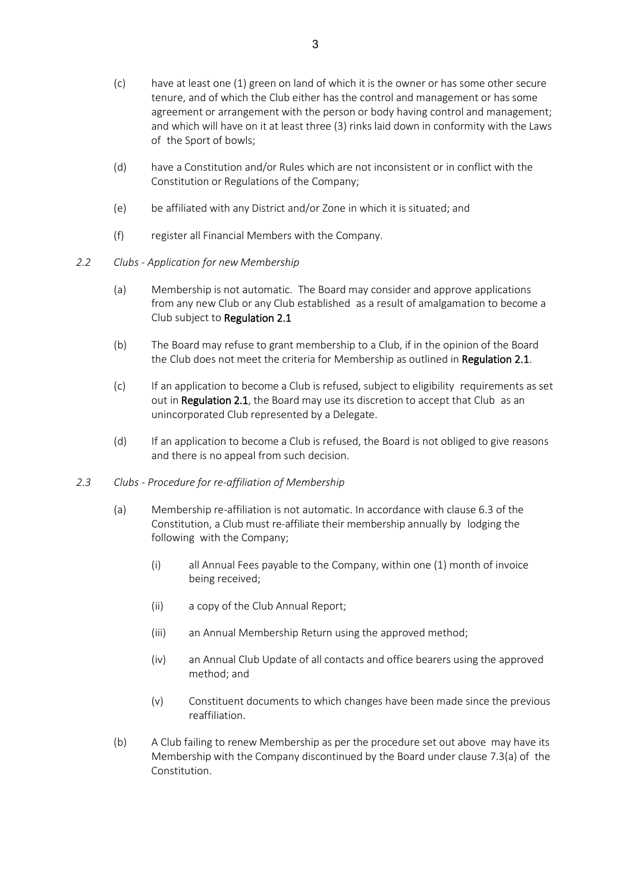(c) have at least one (1) green on land of which it is the owner or has some other secure tenure, and of which the Club either has the control and management or has some agreement or arrangement with the person or body having control and management; and which will have on it at least three (3) rinks laid down in conformity with the Laws of the Sport of bowls;

(d) have a Constitution and/or Rules which are not inconsistent or in conflict with the Constitution or Regulations of the Company;

(e) be affiliated with any District and/or Zone in which it is situated; and

(f) register all Financial Members with the Company.

*2.2 Clubs - Application for new Membership*

(a) Membership is not automatic. The Board may consider and approve applications from any new Club or any Club established as a result of amalgamation to become a Club subject to **Regulation 2.1**

(b) The Board may refuse to grant membership to a Club, if in the opinion of the Board the Club does not meet the criteria for Membership as outlined in **Regulation 2.1**.

(c) If an application to become a Club is refused, subject to eligibility requirements as set out in **Regulation 2.1**, the Board may use its discretion to accept that Club as an unincorporated Club represented by a Delegate.

(d) If an application to become a Club is refused, the Board is not obliged to give reasons and there is no appeal from such decision.

*2.3 Clubs - Procedure for re-affiliation of Membership*

(a) Membership re-affiliation is not automatic. In accordance with clause 6.3 of the Constitution, a Club must re-affiliate their membership annually by lodging the following with the Company;

   (i) all Annual Fees payable to the Company, within one (1) month of invoice being received;

   (ii) a copy of the Club Annual Report;

   (iii) an Annual Membership Return using the approved method;

   (iv) an Annual Club Update of all contacts and office bearers using the approved method; and

   (v) Constituent documents to which changes have been made since the previous reaffiliation.

(b) A Club failing to renew Membership as per the procedure set out above may have its Membership with the Company discontinued by the Board under clause 7.3(a) of the Constitution.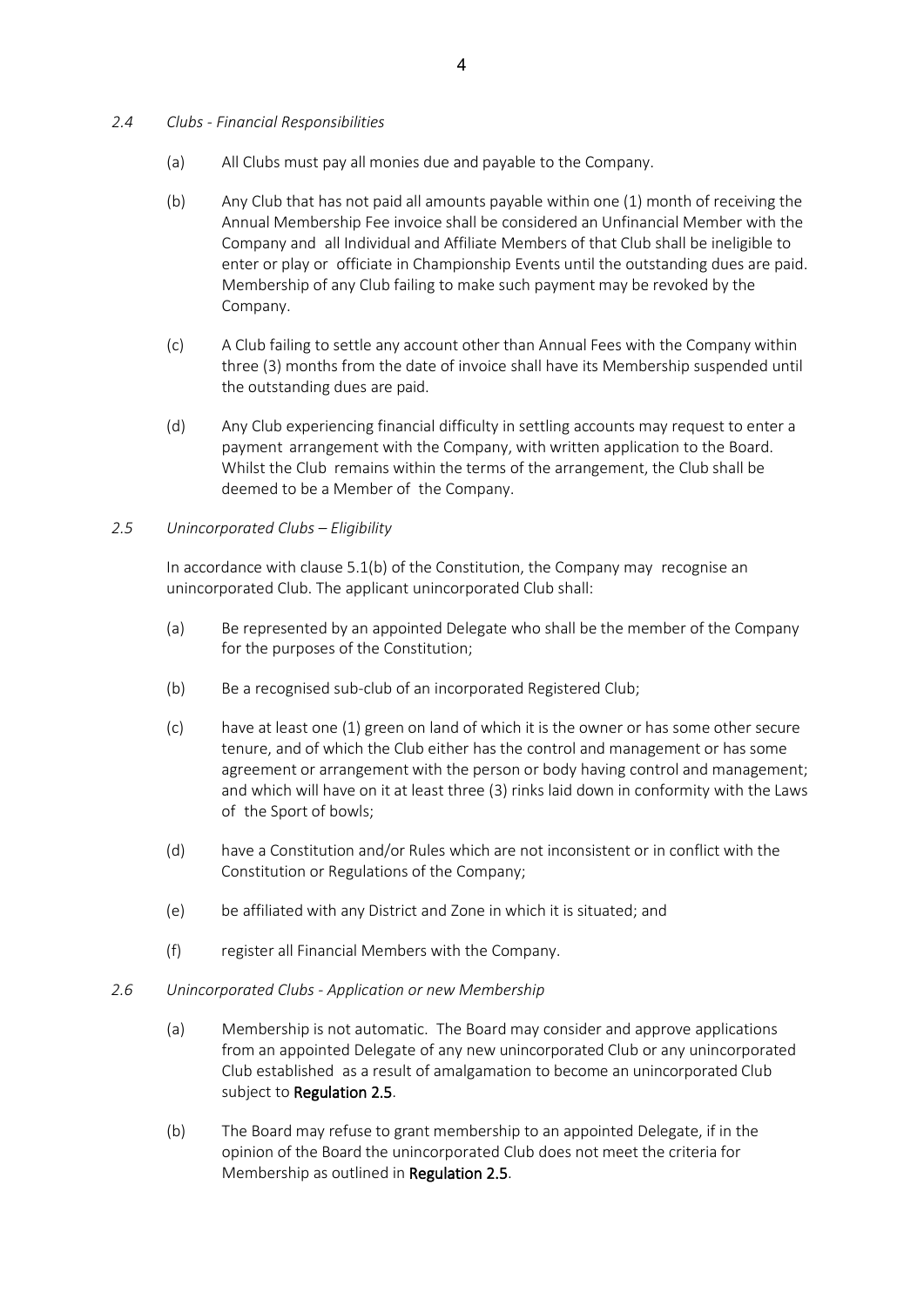*2.4 Clubs - Financial Responsibilities*

(a) All Clubs must pay all monies due and payable to the Company.

(b) Any Club that has not paid all amounts payable within one (1) month of receiving the Annual Membership Fee invoice shall be considered an Unfinancial Member with the Company and all Individual and Affiliate Members of that Club shall be ineligible to enter or play or officiate in Championship Events until the outstanding dues are paid. Membership of any Club failing to make such payment may be revoked by the Company.

(c) A Club failing to settle any account other than Annual Fees with the Company within three (3) months from the date of invoice shall have its Membership suspended until the outstanding dues are paid.

(d) Any Club experiencing financial difficulty in settling accounts may request to enter a payment arrangement with the Company, with written application to the Board. Whilst the Club remains within the terms of the arrangement, the Club shall be deemed to be a Member of the Company.

*2.5 Unincorporated Clubs – Eligibility*

In accordance with clause 5.1(b) of the Constitution, the Company may recognise an unincorporated Club. The applicant unincorporated Club shall:

(a) Be represented by an appointed Delegate who shall be the member of the Company for the purposes of the Constitution;

(b) Be a recognised sub-club of an incorporated Registered Club;

(c) have at least one (1) green on land of which it is the owner or has some other secure tenure, and of which the Club either has the control and management or has some agreement or arrangement with the person or body having control and management; and which will have on it at least three (3) rinks laid down in conformity with the Laws of the Sport of bowls;

(d) have a Constitution and/or Rules which are not inconsistent or in conflict with the Constitution or Regulations of the Company;

(e) be affiliated with any District and Zone in which it is situated; and

(f) register all Financial Members with the Company.

*2.6 Unincorporated Clubs - Application or new Membership*

(a) Membership is not automatic. The Board may consider and approve applications from an appointed Delegate of any new unincorporated Club or any unincorporated Club established as a result of amalgamation to become an unincorporated Club subject to **Regulation 2.5**.

(b) The Board may refuse to grant membership to an appointed Delegate, if in the opinion of the Board the unincorporated Club does not meet the criteria for Membership as outlined in **Regulation 2.5**.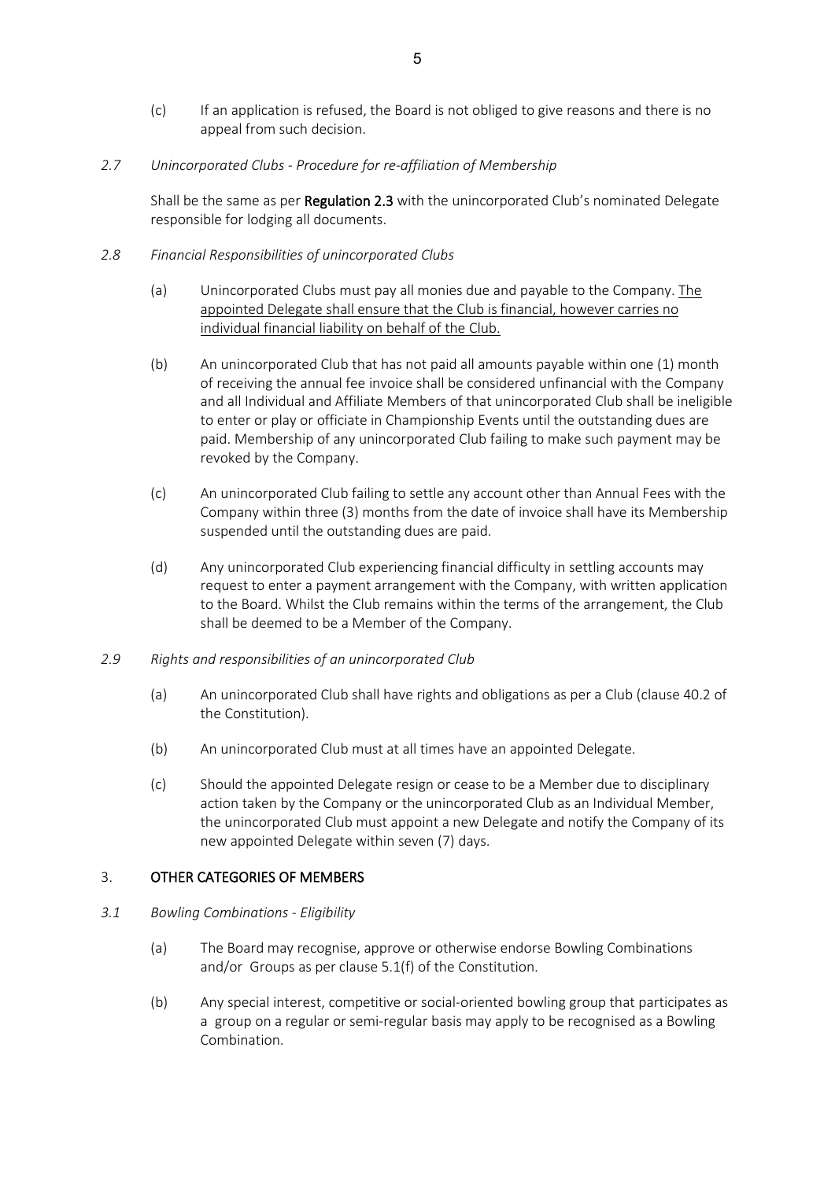(c) If an application is refused, the Board is not obliged to give reasons and there is no appeal from such decision.

*2.7 Unincorporated Clubs - Procedure for re-affiliation of Membership*

Shall be the same as per **Regulation 2.3** with the unincorporated Club's nominated Delegate responsible for lodging all documents.

*2.8 Financial Responsibilities of unincorporated Clubs*

(a) Unincorporated Clubs must pay all monies due and payable to the Company. <u>The appointed Delegate shall ensure that the Club is financial, however carries no individual financial liability on behalf of the Club.</u>

(b) An unincorporated Club that has not paid all amounts payable within one (1) month of receiving the annual fee invoice shall be considered unfinancial with the Company and all Individual and Affiliate Members of that unincorporated Club shall be ineligible to enter or play or officiate in Championship Events until the outstanding dues are paid. Membership of any unincorporated Club failing to make such payment may be revoked by the Company.

(c) An unincorporated Club failing to settle any account other than Annual Fees with the Company within three (3) months from the date of invoice shall have its Membership suspended until the outstanding dues are paid.

(d) Any unincorporated Club experiencing financial difficulty in settling accounts may request to enter a payment arrangement with the Company, with written application to the Board. Whilst the Club remains within the terms of the arrangement, the Club shall be deemed to be a Member of the Company.

*2.9 Rights and responsibilities of an unincorporated Club*

(a) An unincorporated Club shall have rights and obligations as per a Club (clause 40.2 of the Constitution).

(b) An unincorporated Club must at all times have an appointed Delegate.

(c) Should the appointed Delegate resign or cease to be a Member due to disciplinary action taken by the Company or the unincorporated Club as an Individual Member, the unincorporated Club must appoint a new Delegate and notify the Company of its new appointed Delegate within seven (7) days.

## 3. OTHER CATEGORIES OF MEMBERS

*3.1 Bowling Combinations - Eligibility*

(a) The Board may recognise, approve or otherwise endorse Bowling Combinations and/or Groups as per clause 5.1(f) of the Constitution.

(b) Any special interest, competitive or social-oriented bowling group that participates as a group on a regular or semi-regular basis may apply to be recognised as a Bowling Combination.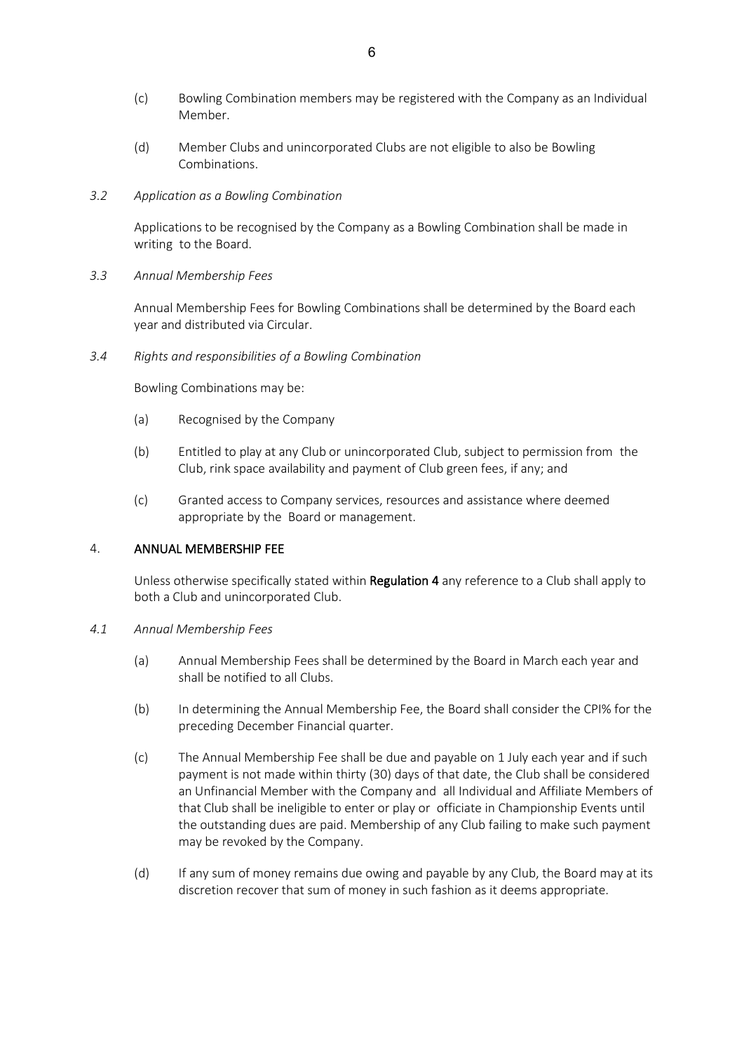(c) Bowling Combination members may be registered with the Company as an Individual Member.

(d) Member Clubs and unincorporated Clubs are not eligible to also be Bowling Combinations.

*3.2 Application as a Bowling Combination*

Applications to be recognised by the Company as a Bowling Combination shall be made in writing to the Board.

*3.3 Annual Membership Fees*

Annual Membership Fees for Bowling Combinations shall be determined by the Board each year and distributed via Circular.

*3.4 Rights and responsibilities of a Bowling Combination*

Bowling Combinations may be:

(a) Recognised by the Company

(b) Entitled to play at any Club or unincorporated Club, subject to permission from the Club, rink space availability and payment of Club green fees, if any; and

(c) Granted access to Company services, resources and assistance where deemed appropriate by the Board or management.

## 4. ANNUAL MEMBERSHIP FEE

Unless otherwise specifically stated within **Regulation 4** any reference to a Club shall apply to both a Club and unincorporated Club.

*4.1 Annual Membership Fees*

(a) Annual Membership Fees shall be determined by the Board in March each year and shall be notified to all Clubs.

(b) In determining the Annual Membership Fee, the Board shall consider the CPI% for the preceding December Financial quarter.

(c) The Annual Membership Fee shall be due and payable on 1 July each year and if such payment is not made within thirty (30) days of that date, the Club shall be considered an Unfinancial Member with the Company and all Individual and Affiliate Members of that Club shall be ineligible to enter or play or officiate in Championship Events until the outstanding dues are paid. Membership of any Club failing to make such payment may be revoked by the Company.

(d) If any sum of money remains due owing and payable by any Club, the Board may at its discretion recover that sum of money in such fashion as it deems appropriate.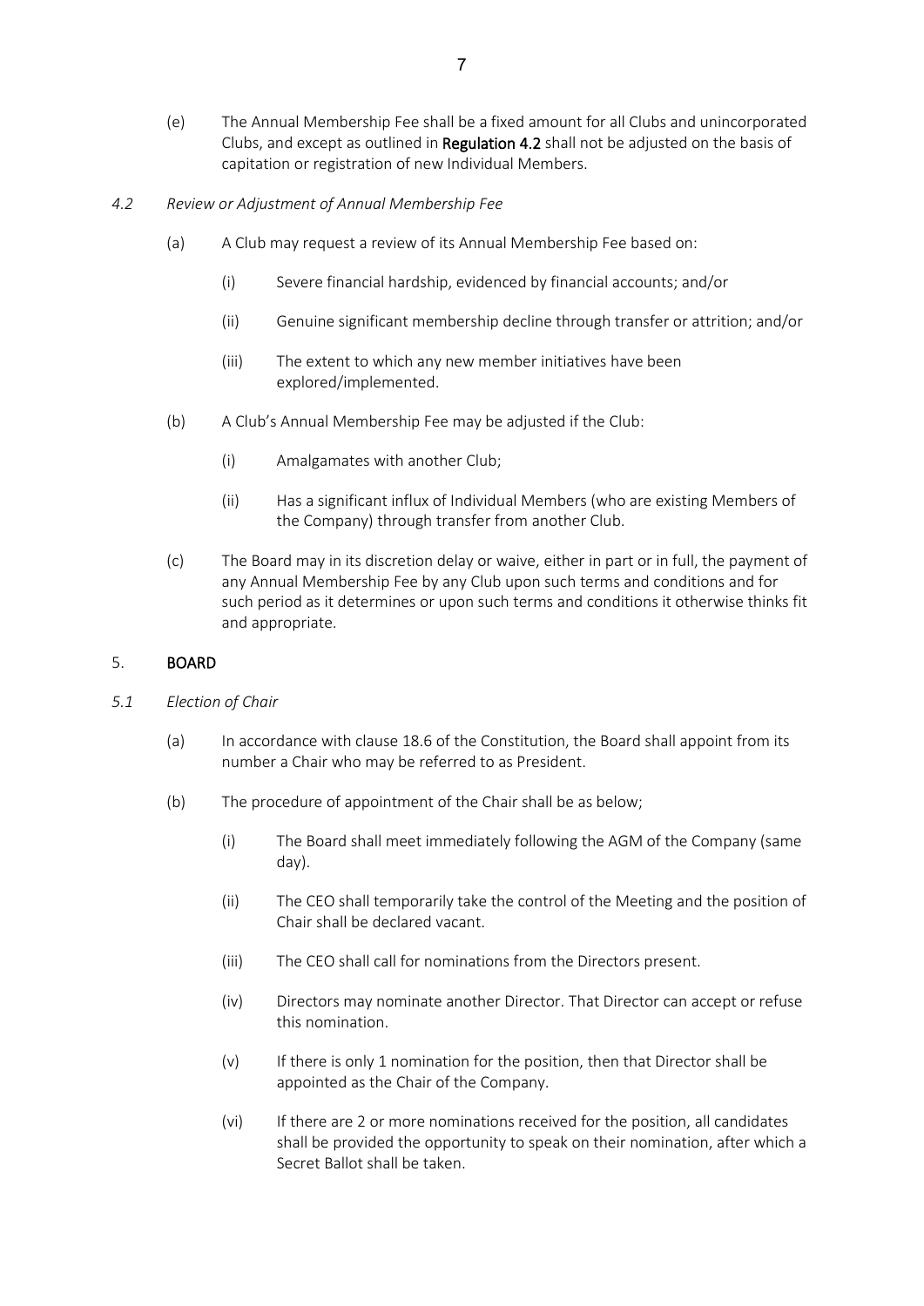(e) The Annual Membership Fee shall be a fixed amount for all Clubs and unincorporated Clubs, and except as outlined in **Regulation 4.2** shall not be adjusted on the basis of capitation or registration of new Individual Members.

*4.2 Review or Adjustment of Annual Membership Fee*

(a) A Club may request a review of its Annual Membership Fee based on:

(i) Severe financial hardship, evidenced by financial accounts; and/or

(ii) Genuine significant membership decline through transfer or attrition; and/or

(iii) The extent to which any new member initiatives have been explored/implemented.

(b) A Club's Annual Membership Fee may be adjusted if the Club:

(i) Amalgamates with another Club;

(ii) Has a significant influx of Individual Members (who are existing Members of the Company) through transfer from another Club.

(c) The Board may in its discretion delay or waive, either in part or in full, the payment of any Annual Membership Fee by any Club upon such terms and conditions and for such period as it determines or upon such terms and conditions it otherwise thinks fit and appropriate.

## 5. **BOARD**

*5.1 Election of Chair*

(a) In accordance with clause 18.6 of the Constitution, the Board shall appoint from its number a Chair who may be referred to as President.

(b) The procedure of appointment of the Chair shall be as below;

(i) The Board shall meet immediately following the AGM of the Company (same day).

(ii) The CEO shall temporarily take the control of the Meeting and the position of Chair shall be declared vacant.

(iii) The CEO shall call for nominations from the Directors present.

(iv) Directors may nominate another Director. That Director can accept or refuse this nomination.

(v) If there is only 1 nomination for the position, then that Director shall be appointed as the Chair of the Company.

(vi) If there are 2 or more nominations received for the position, all candidates shall be provided the opportunity to speak on their nomination, after which a Secret Ballot shall be taken.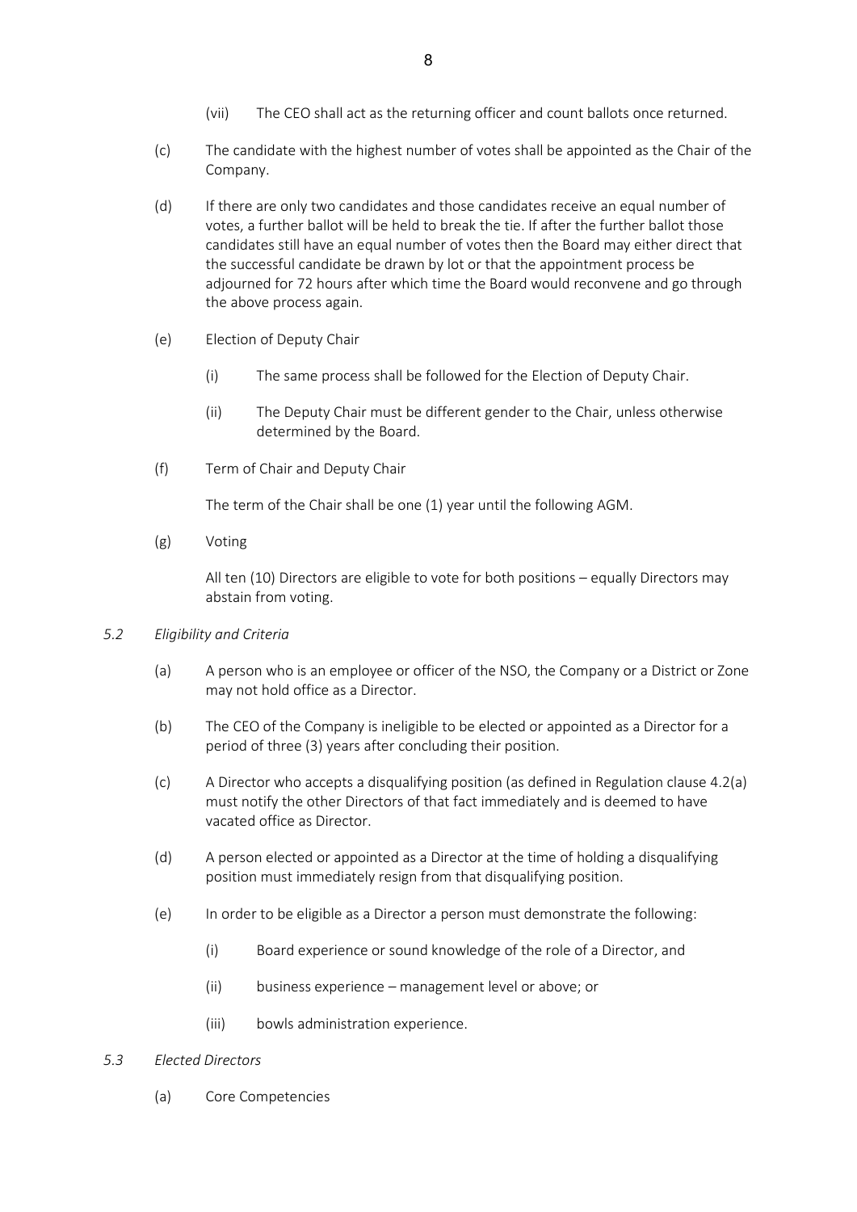(vii) The CEO shall act as the returning officer and count ballots once returned.

(c) The candidate with the highest number of votes shall be appointed as the Chair of the Company.

(d) If there are only two candidates and those candidates receive an equal number of votes, a further ballot will be held to break the tie. If after the further ballot those candidates still have an equal number of votes then the Board may either direct that the successful candidate be drawn by lot or that the appointment process be adjourned for 72 hours after which time the Board would reconvene and go through the above process again.

(e) Election of Deputy Chair

(i) The same process shall be followed for the Election of Deputy Chair.

(ii) The Deputy Chair must be different gender to the Chair, unless otherwise determined by the Board.

(f) Term of Chair and Deputy Chair

The term of the Chair shall be one (1) year until the following AGM.

(g) Voting

All ten (10) Directors are eligible to vote for both positions – equally Directors may abstain from voting.

*5.2 Eligibility and Criteria*

(a) A person who is an employee or officer of the NSO, the Company or a District or Zone may not hold office as a Director.

(b) The CEO of the Company is ineligible to be elected or appointed as a Director for a period of three (3) years after concluding their position.

(c) A Director who accepts a disqualifying position (as defined in Regulation clause 4.2(a) must notify the other Directors of that fact immediately and is deemed to have vacated office as Director.

(d) A person elected or appointed as a Director at the time of holding a disqualifying position must immediately resign from that disqualifying position.

(e) In order to be eligible as a Director a person must demonstrate the following:

(i) Board experience or sound knowledge of the role of a Director, and

(ii) business experience – management level or above; or

(iii) bowls administration experience.

*5.3 Elected Directors*

(a) Core Competencies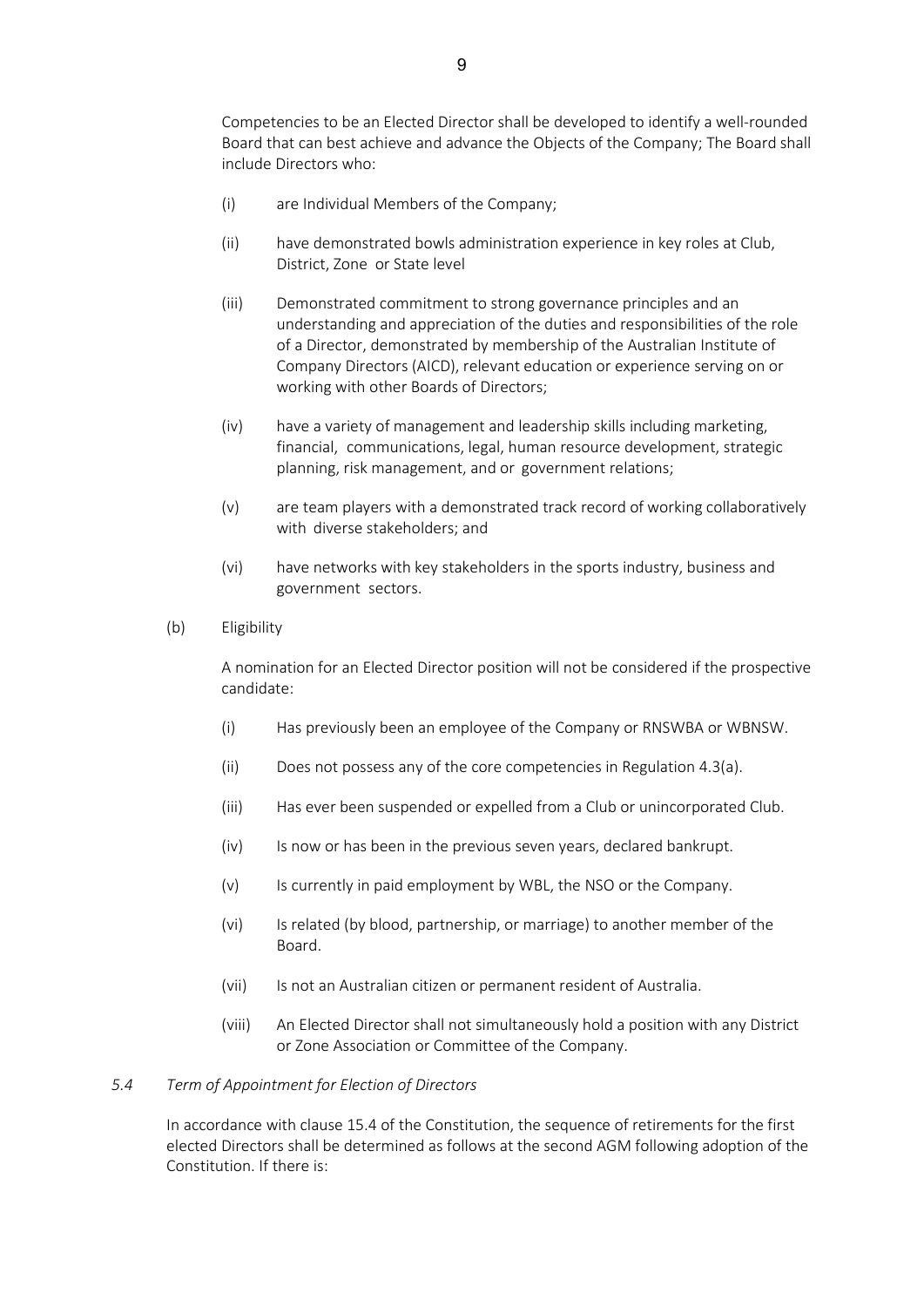Competencies to be an Elected Director shall be developed to identify a well-rounded Board that can best achieve and advance the Objects of the Company; The Board shall include Directors who:

(i) are Individual Members of the Company;

(ii) have demonstrated bowls administration experience in key roles at Club, District, Zone or State level

(iii) Demonstrated commitment to strong governance principles and an understanding and appreciation of the duties and responsibilities of the role of a Director, demonstrated by membership of the Australian Institute of Company Directors (AICD), relevant education or experience serving on or working with other Boards of Directors;

(iv) have a variety of management and leadership skills including marketing, financial, communications, legal, human resource development, strategic planning, risk management, and or government relations;

(v) are team players with a demonstrated track record of working collaboratively with diverse stakeholders; and

(vi) have networks with key stakeholders in the sports industry, business and government sectors.

(b) Eligibility

A nomination for an Elected Director position will not be considered if the prospective candidate:

(i) Has previously been an employee of the Company or RNSWBA or WBNSW.

(ii) Does not possess any of the core competencies in Regulation 4.3(a).

(iii) Has ever been suspended or expelled from a Club or unincorporated Club.

(iv) Is now or has been in the previous seven years, declared bankrupt.

(v) Is currently in paid employment by WBL, the NSO or the Company.

(vi) Is related (by blood, partnership, or marriage) to another member of the Board.

(vii) Is not an Australian citizen or permanent resident of Australia.

(viii) An Elected Director shall not simultaneously hold a position with any District or Zone Association or Committee of the Company.

*5.4 Term of Appointment for Election of Directors*

In accordance with clause 15.4 of the Constitution, the sequence of retirements for the first elected Directors shall be determined as follows at the second AGM following adoption of the Constitution. If there is: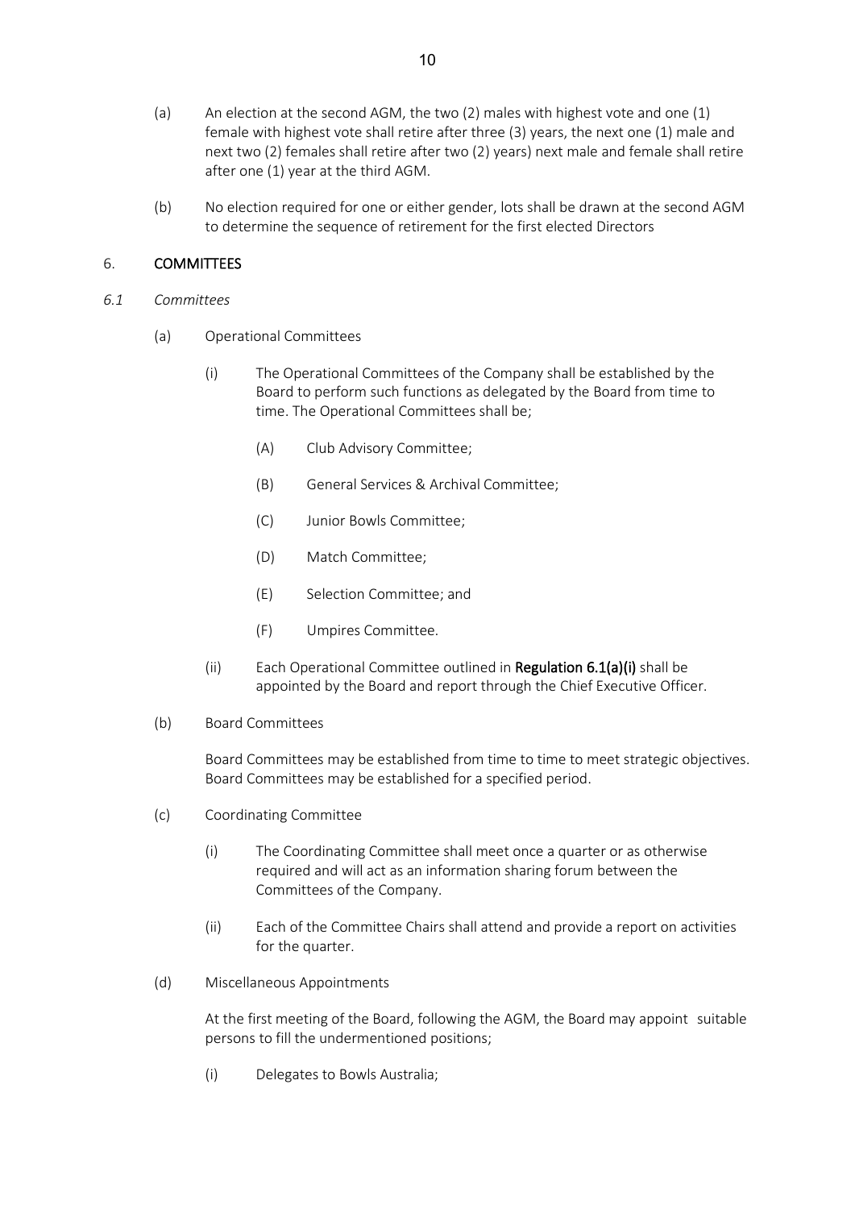(a) An election at the second AGM, the two (2) males with highest vote and one (1) female with highest vote shall retire after three (3) years, the next one (1) male and next two (2) females shall retire after two (2) years) next male and female shall retire after one (1) year at the third AGM.

(b) No election required for one or either gender, lots shall be drawn at the second AGM to determine the sequence of retirement for the first elected Directors

## 6. COMMITTEES

*6.1 Committees*

(a) Operational Committees

(i) The Operational Committees of the Company shall be established by the Board to perform such functions as delegated by the Board from time to time. The Operational Committees shall be;

(A) Club Advisory Committee;

(B) General Services & Archival Committee;

(C) Junior Bowls Committee;

(D) Match Committee;

(E) Selection Committee; and

(F) Umpires Committee.

(ii) Each Operational Committee outlined in **Regulation 6.1(a)(i)** shall be appointed by the Board and report through the Chief Executive Officer.

(b) Board Committees

Board Committees may be established from time to time to meet strategic objectives. Board Committees may be established for a specified period.

(c) Coordinating Committee

(i) The Coordinating Committee shall meet once a quarter or as otherwise required and will act as an information sharing forum between the Committees of the Company.

(ii) Each of the Committee Chairs shall attend and provide a report on activities for the quarter.

(d) Miscellaneous Appointments

At the first meeting of the Board, following the AGM, the Board may appoint suitable persons to fill the undermentioned positions;

(i) Delegates to Bowls Australia;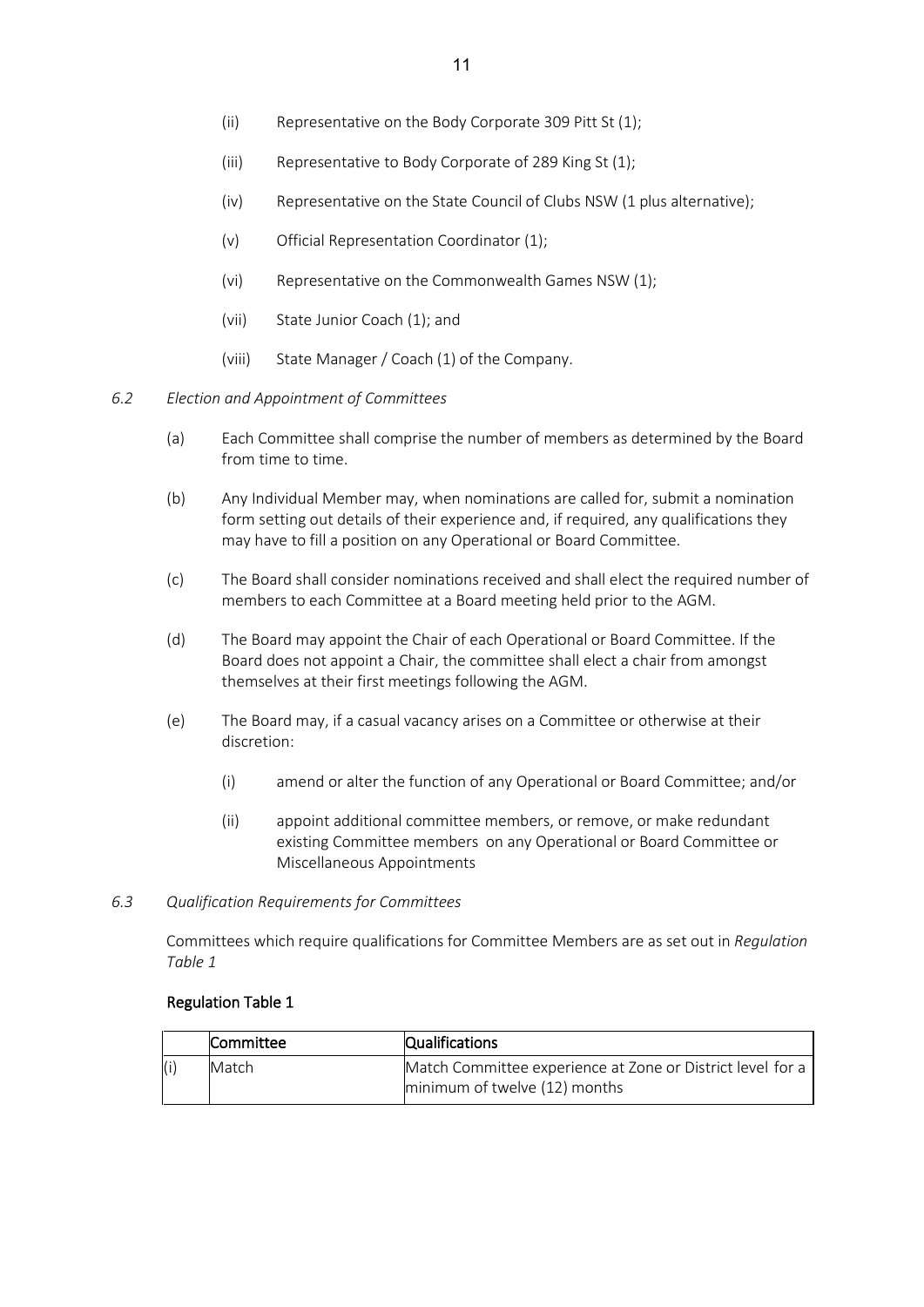(ii) Representative on the Body Corporate 309 Pitt St (1);

(iii) Representative to Body Corporate of 289 King St (1);

(iv) Representative on the State Council of Clubs NSW (1 plus alternative);

(v) Official Representation Coordinator (1);

(vi) Representative on the Commonwealth Games NSW (1);

(vii) State Junior Coach (1); and

(viii) State Manager / Coach (1) of the Company.

*6.2 Election and Appointment of Committees*

(a) Each Committee shall comprise the number of members as determined by the Board from time to time.

(b) Any Individual Member may, when nominations are called for, submit a nomination form setting out details of their experience and, if required, any qualifications they may have to fill a position on any Operational or Board Committee.

(c) The Board shall consider nominations received and shall elect the required number of members to each Committee at a Board meeting held prior to the AGM.

(d) The Board may appoint the Chair of each Operational or Board Committee. If the Board does not appoint a Chair, the committee shall elect a chair from amongst themselves at their first meetings following the AGM.

(e) The Board may, if a casual vacancy arises on a Committee or otherwise at their discretion:

(i) amend or alter the function of any Operational or Board Committee; and/or

(ii) appoint additional committee members, or remove, or make redundant existing Committee members on any Operational or Board Committee or Miscellaneous Appointments

*6.3 Qualification Requirements for Committees*

Committees which require qualifications for Committee Members are as set out in *Regulation Table 1*

**Regulation Table 1**

| | Committee | Qualifications |
|---|---|---|
| (i) | Match | Match Committee experience at Zone or District level for a minimum of twelve (12) months |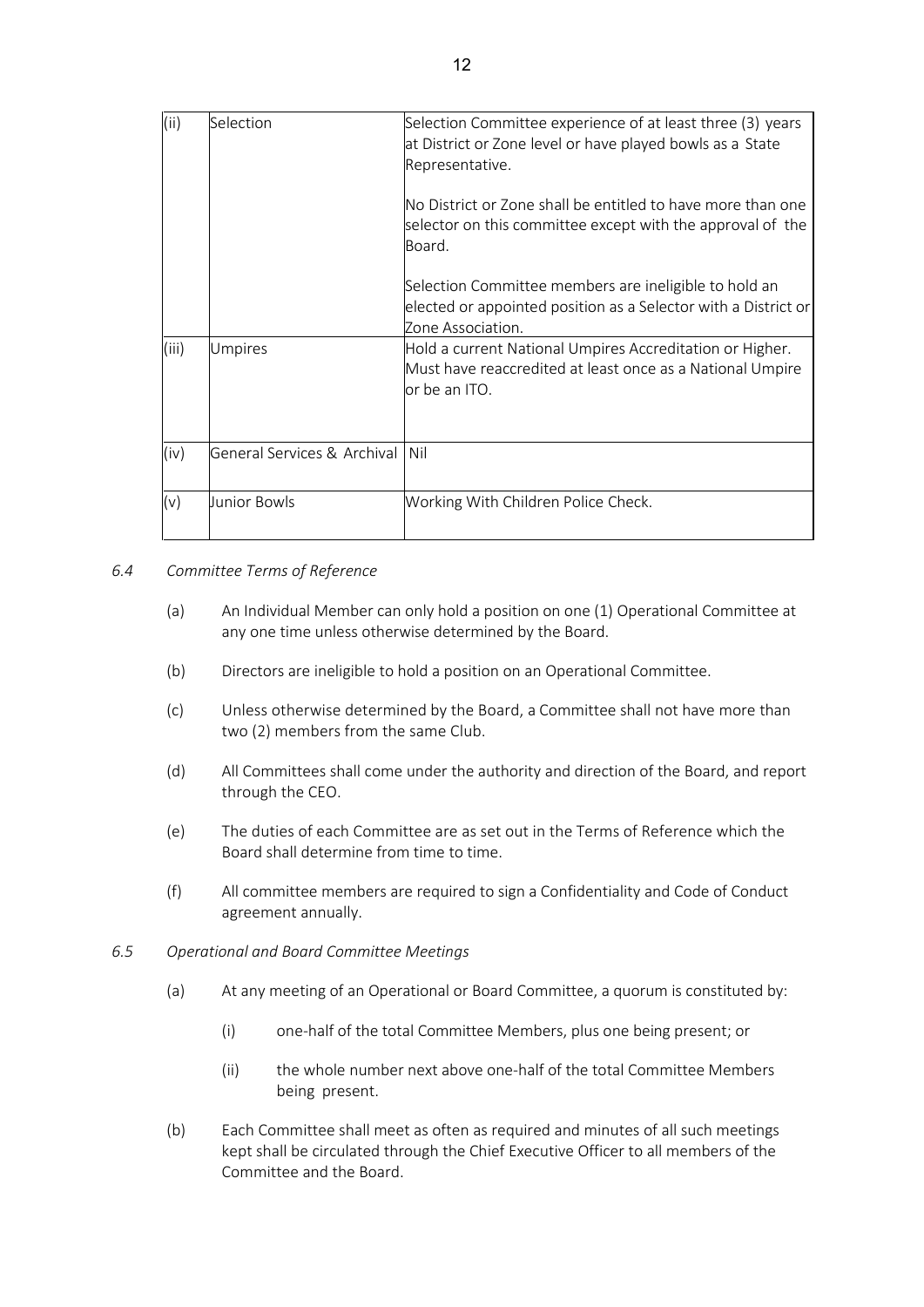| (ii) | Selection | Selection Committee experience of at least three (3) years at District or Zone level or have played bowls as a State Representative.<br><br>No District or Zone shall be entitled to have more than one selector on this committee except with the approval of the Board.<br><br>Selection Committee members are ineligible to hold an elected or appointed position as a Selector with a District or Zone Association. |
|---|---|---|
| (iii) | Umpires | Hold a current National Umpires Accreditation or Higher. Must have reaccredited at least once as a National Umpire or be an ITO. |
| (iv) | General Services & Archival | Nil |
| (v) | Junior Bowls | Working With Children Police Check. |

*6.4 Committee Terms of Reference*

(a) An Individual Member can only hold a position on one (1) Operational Committee at any one time unless otherwise determined by the Board.

(b) Directors are ineligible to hold a position on an Operational Committee.

(c) Unless otherwise determined by the Board, a Committee shall not have more than two (2) members from the same Club.

(d) All Committees shall come under the authority and direction of the Board, and report through the CEO.

(e) The duties of each Committee are as set out in the Terms of Reference which the Board shall determine from time to time.

(f) All committee members are required to sign a Confidentiality and Code of Conduct agreement annually.

*6.5 Operational and Board Committee Meetings*

(a) At any meeting of an Operational or Board Committee, a quorum is constituted by:

(i) one-half of the total Committee Members, plus one being present; or

(ii) the whole number next above one-half of the total Committee Members being present.

(b) Each Committee shall meet as often as required and minutes of all such meetings kept shall be circulated through the Chief Executive Officer to all members of the Committee and the Board.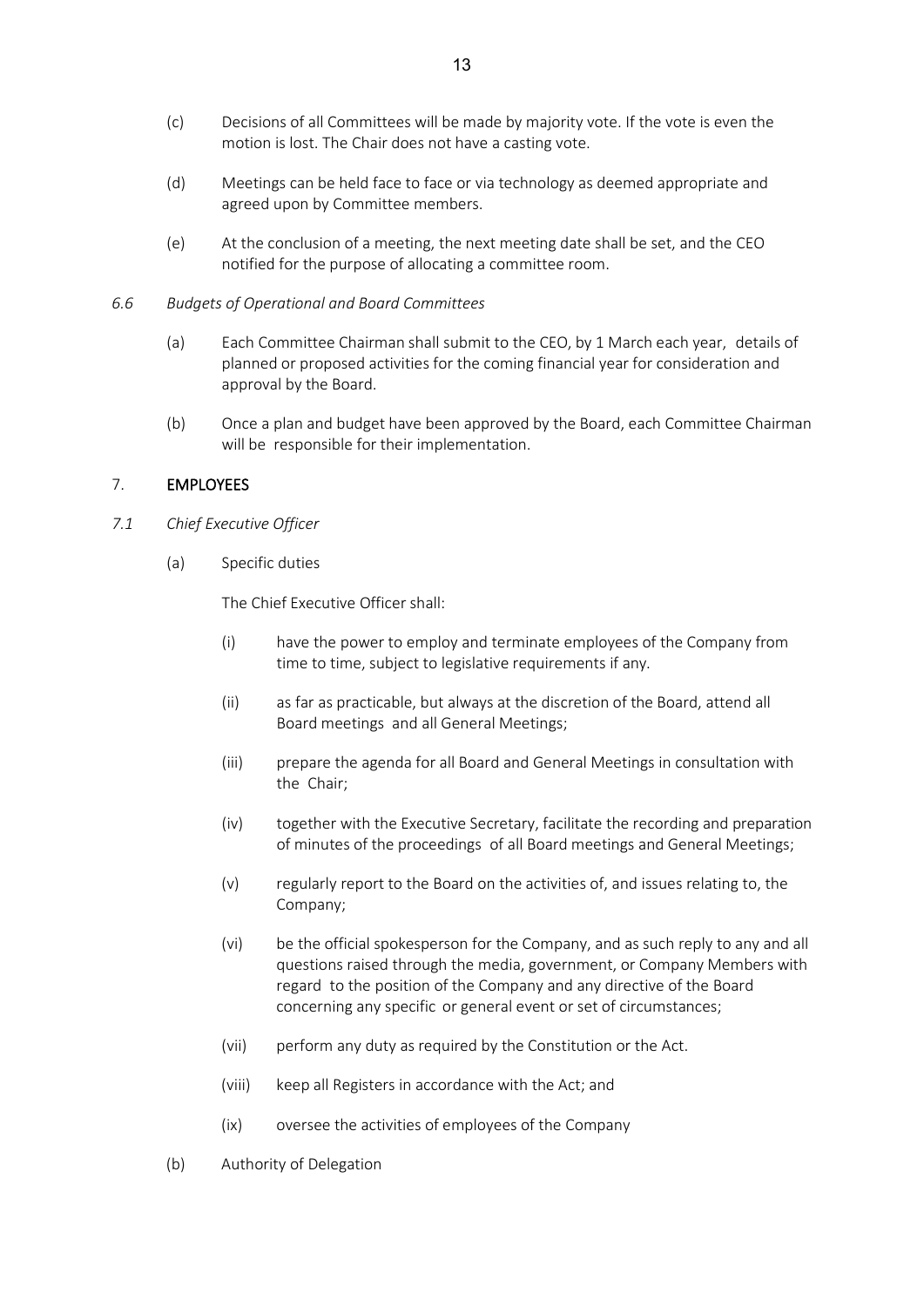(c) Decisions of all Committees will be made by majority vote. If the vote is even the motion is lost. The Chair does not have a casting vote.

(d) Meetings can be held face to face or via technology as deemed appropriate and agreed upon by Committee members.

(e) At the conclusion of a meeting, the next meeting date shall be set, and the CEO notified for the purpose of allocating a committee room.

*6.6 Budgets of Operational and Board Committees*

(a) Each Committee Chairman shall submit to the CEO, by 1 March each year, details of planned or proposed activities for the coming financial year for consideration and approval by the Board.

(b) Once a plan and budget have been approved by the Board, each Committee Chairman will be responsible for their implementation.

## 7. EMPLOYEES

*7.1 Chief Executive Officer*

(a) Specific duties

The Chief Executive Officer shall:

(i) have the power to employ and terminate employees of the Company from time to time, subject to legislative requirements if any.

(ii) as far as practicable, but always at the discretion of the Board, attend all Board meetings and all General Meetings;

(iii) prepare the agenda for all Board and General Meetings in consultation with the Chair;

(iv) together with the Executive Secretary, facilitate the recording and preparation of minutes of the proceedings of all Board meetings and General Meetings;

(v) regularly report to the Board on the activities of, and issues relating to, the Company;

(vi) be the official spokesperson for the Company, and as such reply to any and all questions raised through the media, government, or Company Members with regard to the position of the Company and any directive of the Board concerning any specific or general event or set of circumstances;

(vii) perform any duty as required by the Constitution or the Act.

(viii) keep all Registers in accordance with the Act; and

(ix) oversee the activities of employees of the Company

(b) Authority of Delegation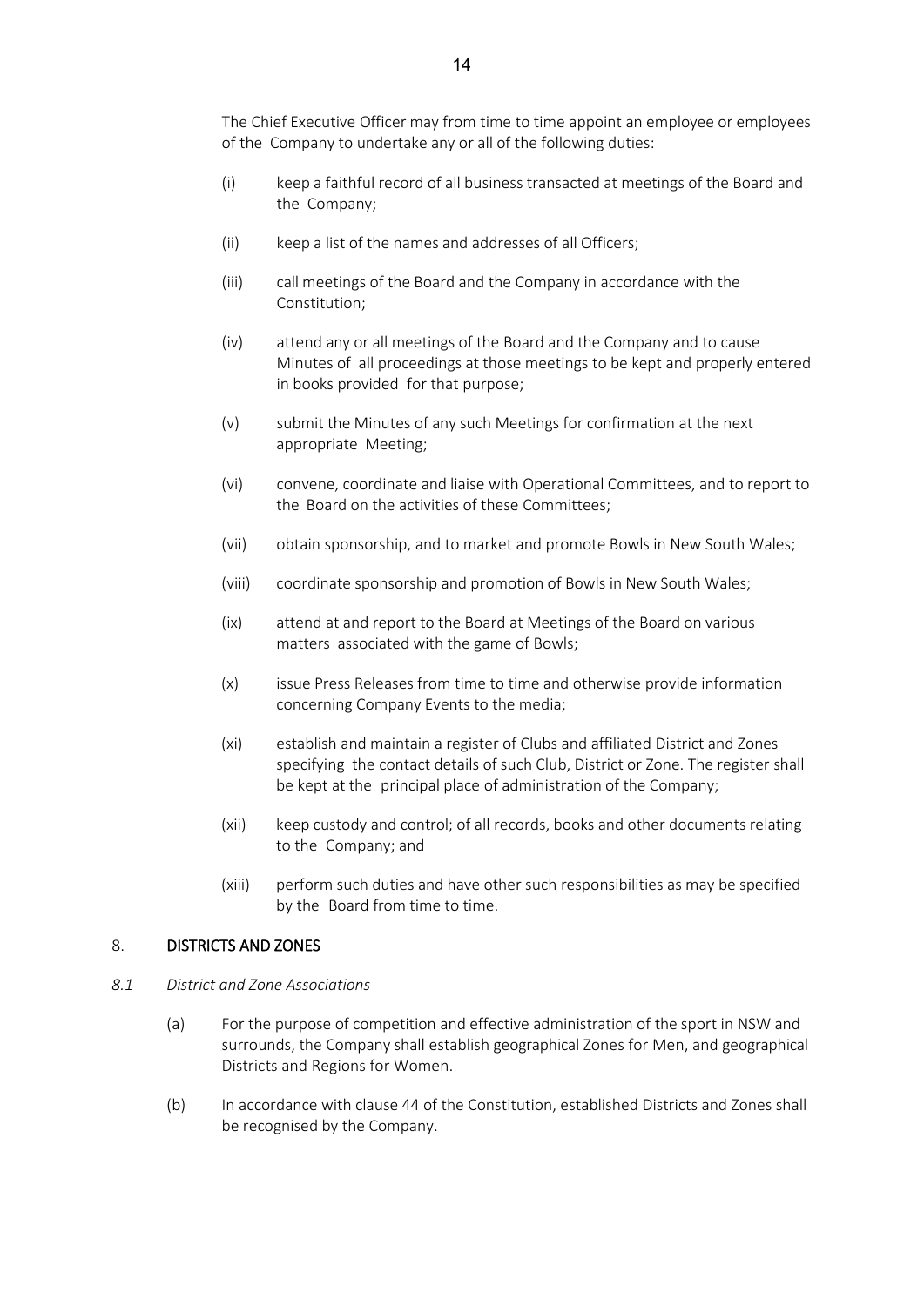The Chief Executive Officer may from time to time appoint an employee or employees of the Company to undertake any or all of the following duties:

(i) keep a faithful record of all business transacted at meetings of the Board and the Company;

(ii) keep a list of the names and addresses of all Officers;

(iii) call meetings of the Board and the Company in accordance with the Constitution;

(iv) attend any or all meetings of the Board and the Company and to cause Minutes of all proceedings at those meetings to be kept and properly entered in books provided for that purpose;

(v) submit the Minutes of any such Meetings for confirmation at the next appropriate Meeting;

(vi) convene, coordinate and liaise with Operational Committees, and to report to the Board on the activities of these Committees;

(vii) obtain sponsorship, and to market and promote Bowls in New South Wales;

(viii) coordinate sponsorship and promotion of Bowls in New South Wales;

(ix) attend at and report to the Board at Meetings of the Board on various matters associated with the game of Bowls;

(x) issue Press Releases from time to time and otherwise provide information concerning Company Events to the media;

(xi) establish and maintain a register of Clubs and affiliated District and Zones specifying the contact details of such Club, District or Zone. The register shall be kept at the principal place of administration of the Company;

(xii) keep custody and control; of all records, books and other documents relating to the Company; and

(xiii) perform such duties and have other such responsibilities as may be specified by the Board from time to time.

## 8. DISTRICTS AND ZONES

### *8.1 District and Zone Associations*

(a) For the purpose of competition and effective administration of the sport in NSW and surrounds, the Company shall establish geographical Zones for Men, and geographical Districts and Regions for Women.

(b) In accordance with clause 44 of the Constitution, established Districts and Zones shall be recognised by the Company.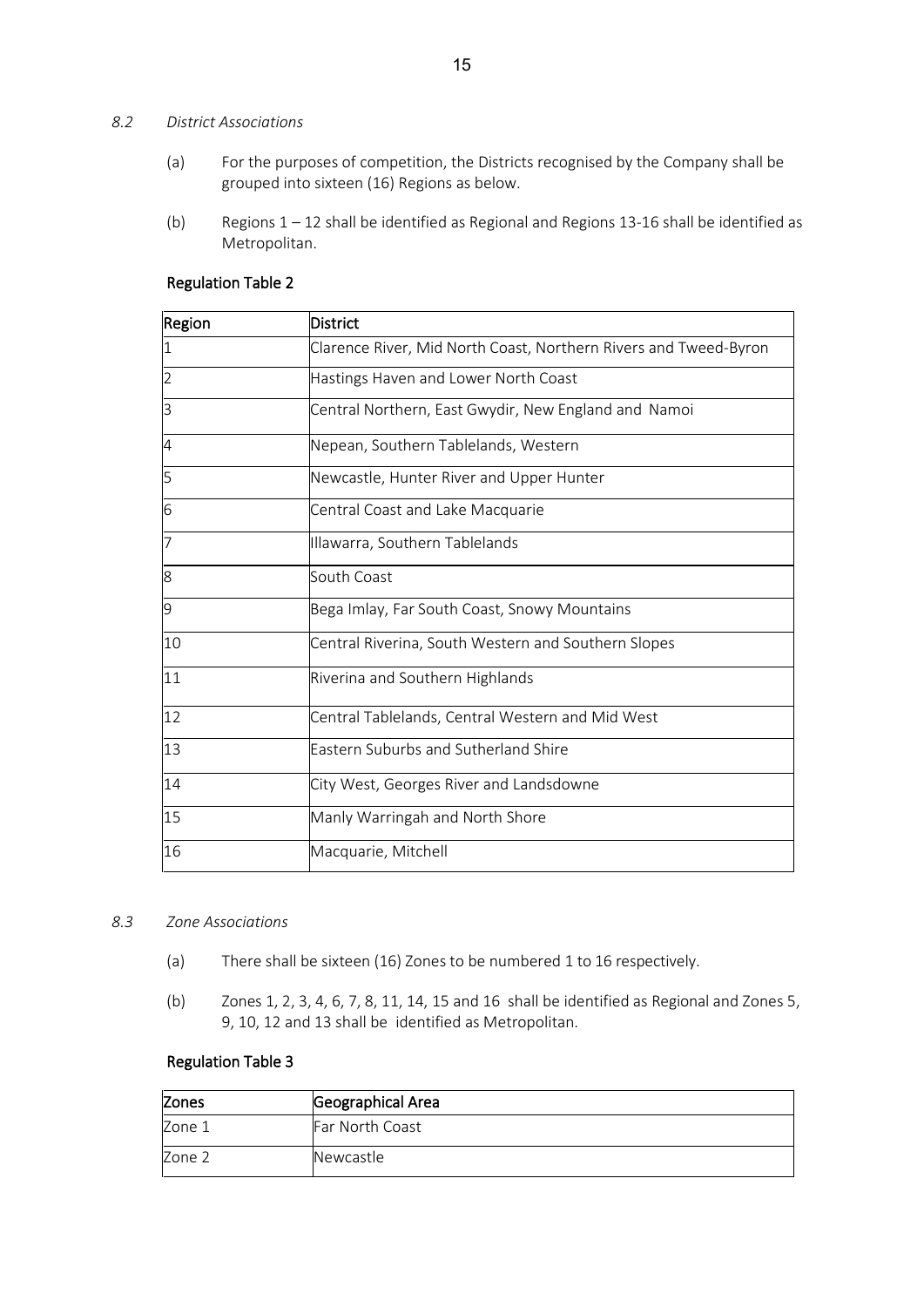*8.2 District Associations*

(a) For the purposes of competition, the Districts recognised by the Company shall be grouped into sixteen (16) Regions as below.

(b) Regions 1 – 12 shall be identified as Regional and Regions 13-16 shall be identified as Metropolitan.

**Regulation Table 2**

| Region | District |
|---|---|
| 1 | Clarence River, Mid North Coast, Northern Rivers and Tweed-Byron |
| 2 | Hastings Haven and Lower North Coast |
| 3 | Central Northern, East Gwydir, New England and Namoi |
| 4 | Nepean, Southern Tablelands, Western |
| 5 | Newcastle, Hunter River and Upper Hunter |
| 6 | Central Coast and Lake Macquarie |
| 7 | Illawarra, Southern Tablelands |
| 8 | South Coast |
| 9 | Bega Imlay, Far South Coast, Snowy Mountains |
| 10 | Central Riverina, South Western and Southern Slopes |
| 11 | Riverina and Southern Highlands |
| 12 | Central Tablelands, Central Western and Mid West |
| 13 | Eastern Suburbs and Sutherland Shire |
| 14 | City West, Georges River and Landsdowne |
| 15 | Manly Warringah and North Shore |
| 16 | Macquarie, Mitchell |

*8.3 Zone Associations*

(a) There shall be sixteen (16) Zones to be numbered 1 to 16 respectively.

(b) Zones 1, 2, 3, 4, 6, 7, 8, 11, 14, 15 and 16 shall be identified as Regional and Zones 5, 9, 10, 12 and 13 shall be identified as Metropolitan.

**Regulation Table 3**

| Zones | Geographical Area |
|---|---|
| Zone 1 | Far North Coast |
| Zone 2 | Newcastle |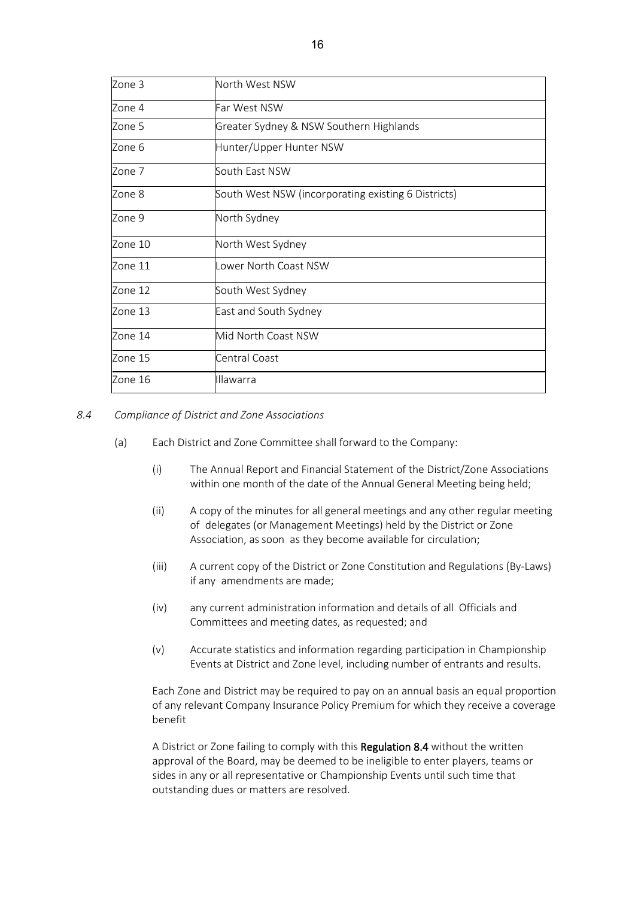| Zone 3 | North West NSW |
|---|---|
| Zone 4 | Far West NSW |
| Zone 5 | Greater Sydney & NSW Southern Highlands |
| Zone 6 | Hunter/Upper Hunter NSW |
| Zone 7 | South East NSW |
| Zone 8 | South West NSW (incorporating existing 6 Districts) |
| Zone 9 | North Sydney |
| Zone 10 | North West Sydney |
| Zone 11 | Lower North Coast NSW |
| Zone 12 | South West Sydney |
| Zone 13 | East and South Sydney |
| Zone 14 | Mid North Coast NSW |
| Zone 15 | Central Coast |
| Zone 16 | Illawarra |

*8.4 Compliance of District and Zone Associations*

(a) Each District and Zone Committee shall forward to the Company:

(i) The Annual Report and Financial Statement of the District/Zone Associations within one month of the date of the Annual General Meeting being held;

(ii) A copy of the minutes for all general meetings and any other regular meeting of delegates (or Management Meetings) held by the District or Zone Association, as soon as they become available for circulation;

(iii) A current copy of the District or Zone Constitution and Regulations (By-Laws) if any amendments are made;

(iv) any current administration information and details of all Officials and Committees and meeting dates, as requested; and

(v) Accurate statistics and information regarding participation in Championship Events at District and Zone level, including number of entrants and results.

Each Zone and District may be required to pay on an annual basis an equal proportion of any relevant Company Insurance Policy Premium for which they receive a coverage benefit

A District or Zone failing to comply with this **Regulation 8.4** without the written approval of the Board, may be deemed to be ineligible to enter players, teams or sides in any or all representative or Championship Events until such time that outstanding dues or matters are resolved.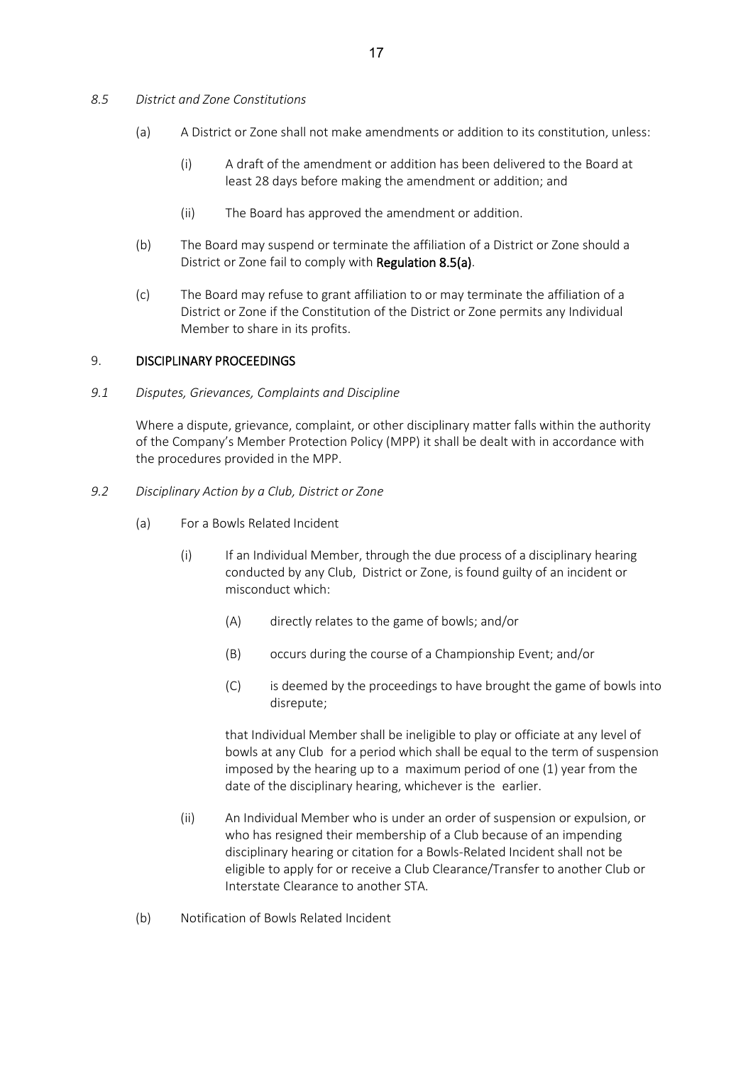*8.5 District and Zone Constitutions*

(a) A District or Zone shall not make amendments or addition to its constitution, unless:

(i) A draft of the amendment or addition has been delivered to the Board at least 28 days before making the amendment or addition; and

(ii) The Board has approved the amendment or addition.

(b) The Board may suspend or terminate the affiliation of a District or Zone should a District or Zone fail to comply with **Regulation 8.5(a)**.

(c) The Board may refuse to grant affiliation to or may terminate the affiliation of a District or Zone if the Constitution of the District or Zone permits any Individual Member to share in its profits.

## 9. DISCIPLINARY PROCEEDINGS

*9.1 Disputes, Grievances, Complaints and Discipline*

Where a dispute, grievance, complaint, or other disciplinary matter falls within the authority of the Company's Member Protection Policy (MPP) it shall be dealt with in accordance with the procedures provided in the MPP.

*9.2 Disciplinary Action by a Club, District or Zone*

(a) For a Bowls Related Incident

(i) If an Individual Member, through the due process of a disciplinary hearing conducted by any Club, District or Zone, is found guilty of an incident or misconduct which:

(A) directly relates to the game of bowls; and/or

(B) occurs during the course of a Championship Event; and/or

(C) is deemed by the proceedings to have brought the game of bowls into disrepute;

that Individual Member shall be ineligible to play or officiate at any level of bowls at any Club for a period which shall be equal to the term of suspension imposed by the hearing up to a maximum period of one (1) year from the date of the disciplinary hearing, whichever is the earlier.

(ii) An Individual Member who is under an order of suspension or expulsion, or who has resigned their membership of a Club because of an impending disciplinary hearing or citation for a Bowls-Related Incident shall not be eligible to apply for or receive a Club Clearance/Transfer to another Club or Interstate Clearance to another STA.

(b) Notification of Bowls Related Incident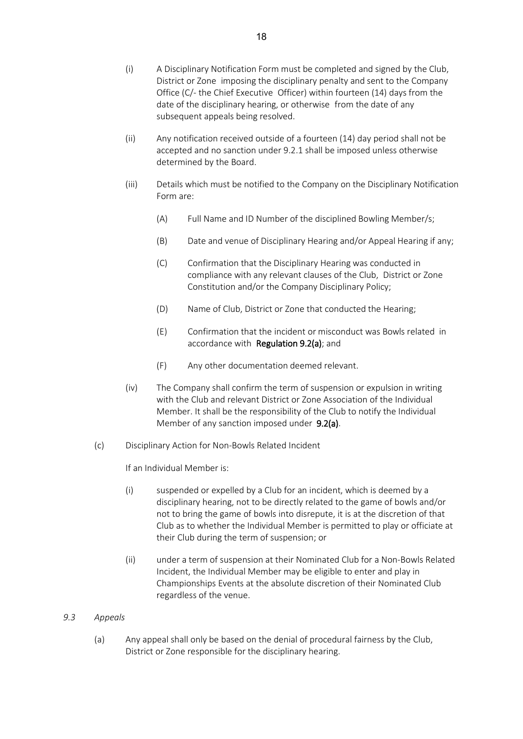(i) A Disciplinary Notification Form must be completed and signed by the Club, District or Zone imposing the disciplinary penalty and sent to the Company Office (C/- the Chief Executive Officer) within fourteen (14) days from the date of the disciplinary hearing, or otherwise from the date of any subsequent appeals being resolved.

(ii) Any notification received outside of a fourteen (14) day period shall not be accepted and no sanction under 9.2.1 shall be imposed unless otherwise determined by the Board.

(iii) Details which must be notified to the Company on the Disciplinary Notification Form are:

(A) Full Name and ID Number of the disciplined Bowling Member/s;

(B) Date and venue of Disciplinary Hearing and/or Appeal Hearing if any;

(C) Confirmation that the Disciplinary Hearing was conducted in compliance with any relevant clauses of the Club, District or Zone Constitution and/or the Company Disciplinary Policy;

(D) Name of Club, District or Zone that conducted the Hearing;

(E) Confirmation that the incident or misconduct was Bowls related in accordance with **Regulation 9.2(a)**; and

(F) Any other documentation deemed relevant.

(iv) The Company shall confirm the term of suspension or expulsion in writing with the Club and relevant District or Zone Association of the Individual Member. It shall be the responsibility of the Club to notify the Individual Member of any sanction imposed under **9.2(a)**.

(c) Disciplinary Action for Non-Bowls Related Incident

If an Individual Member is:

(i) suspended or expelled by a Club for an incident, which is deemed by a disciplinary hearing, not to be directly related to the game of bowls and/or not to bring the game of bowls into disrepute, it is at the discretion of that Club as to whether the Individual Member is permitted to play or officiate at their Club during the term of suspension; or

(ii) under a term of suspension at their Nominated Club for a Non-Bowls Related Incident, the Individual Member may be eligible to enter and play in Championships Events at the absolute discretion of their Nominated Club regardless of the venue.

*9.3 Appeals*

(a) Any appeal shall only be based on the denial of procedural fairness by the Club, District or Zone responsible for the disciplinary hearing.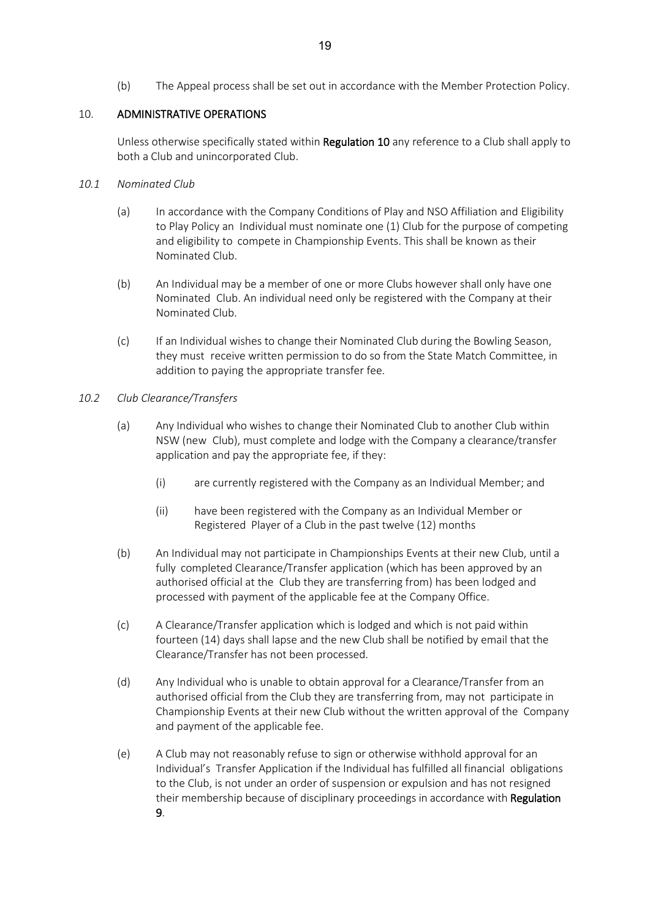(b) The Appeal process shall be set out in accordance with the Member Protection Policy.

## 10. ADMINISTRATIVE OPERATIONS

Unless otherwise specifically stated within **Regulation 10** any reference to a Club shall apply to both a Club and unincorporated Club.

### *10.1 Nominated Club*

(a) In accordance with the Company Conditions of Play and NSO Affiliation and Eligibility to Play Policy an Individual must nominate one (1) Club for the purpose of competing and eligibility to compete in Championship Events. This shall be known as their Nominated Club.

(b) An Individual may be a member of one or more Clubs however shall only have one Nominated Club. An individual need only be registered with the Company at their Nominated Club.

(c) If an Individual wishes to change their Nominated Club during the Bowling Season, they must receive written permission to do so from the State Match Committee, in addition to paying the appropriate transfer fee.

### *10.2 Club Clearance/Transfers*

(a) Any Individual who wishes to change their Nominated Club to another Club within NSW (new Club), must complete and lodge with the Company a clearance/transfer application and pay the appropriate fee, if they:

(i) are currently registered with the Company as an Individual Member; and

(ii) have been registered with the Company as an Individual Member or Registered Player of a Club in the past twelve (12) months

(b) An Individual may not participate in Championships Events at their new Club, until a fully completed Clearance/Transfer application (which has been approved by an authorised official at the Club they are transferring from) has been lodged and processed with payment of the applicable fee at the Company Office.

(c) A Clearance/Transfer application which is lodged and which is not paid within fourteen (14) days shall lapse and the new Club shall be notified by email that the Clearance/Transfer has not been processed.

(d) Any Individual who is unable to obtain approval for a Clearance/Transfer from an authorised official from the Club they are transferring from, may not participate in Championship Events at their new Club without the written approval of the Company and payment of the applicable fee.

(e) A Club may not reasonably refuse to sign or otherwise withhold approval for an Individual's Transfer Application if the Individual has fulfilled all financial obligations to the Club, is not under an order of suspension or expulsion and has not resigned their membership because of disciplinary proceedings in accordance with **Regulation 9**.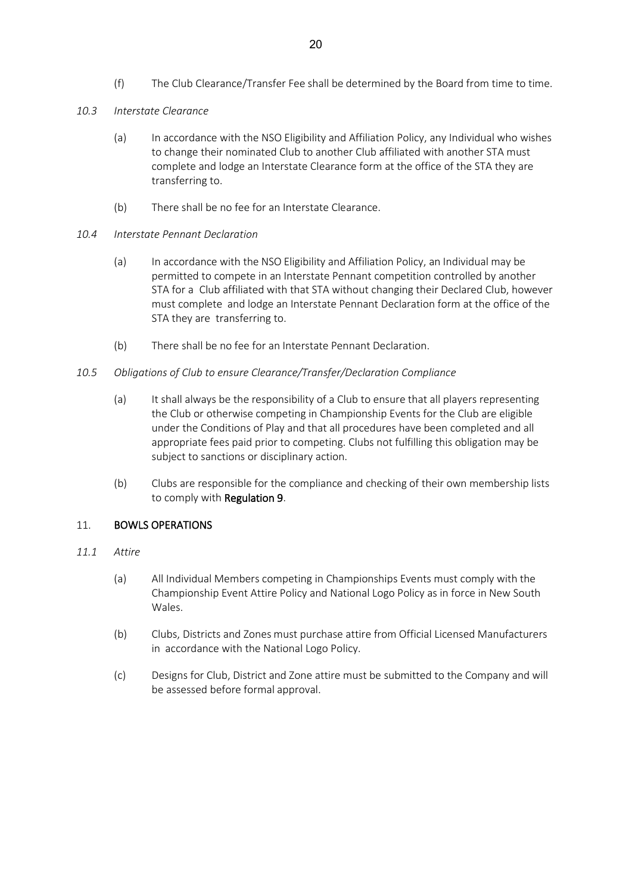(f) The Club Clearance/Transfer Fee shall be determined by the Board from time to time.

*10.3 Interstate Clearance*

(a) In accordance with the NSO Eligibility and Affiliation Policy, any Individual who wishes to change their nominated Club to another Club affiliated with another STA must complete and lodge an Interstate Clearance form at the office of the STA they are transferring to.

(b) There shall be no fee for an Interstate Clearance.

*10.4 Interstate Pennant Declaration*

(a) In accordance with the NSO Eligibility and Affiliation Policy, an Individual may be permitted to compete in an Interstate Pennant competition controlled by another STA for a Club affiliated with that STA without changing their Declared Club, however must complete and lodge an Interstate Pennant Declaration form at the office of the STA they are transferring to.

(b) There shall be no fee for an Interstate Pennant Declaration.

*10.5 Obligations of Club to ensure Clearance/Transfer/Declaration Compliance*

(a) It shall always be the responsibility of a Club to ensure that all players representing the Club or otherwise competing in Championship Events for the Club are eligible under the Conditions of Play and that all procedures have been completed and all appropriate fees paid prior to competing. Clubs not fulfilling this obligation may be subject to sanctions or disciplinary action.

(b) Clubs are responsible for the compliance and checking of their own membership lists to comply with **Regulation 9**.

## 11. BOWLS OPERATIONS

*11.1 Attire*

(a) All Individual Members competing in Championships Events must comply with the Championship Event Attire Policy and National Logo Policy as in force in New South Wales.

(b) Clubs, Districts and Zones must purchase attire from Official Licensed Manufacturers in accordance with the National Logo Policy.

(c) Designs for Club, District and Zone attire must be submitted to the Company and will be assessed before formal approval.